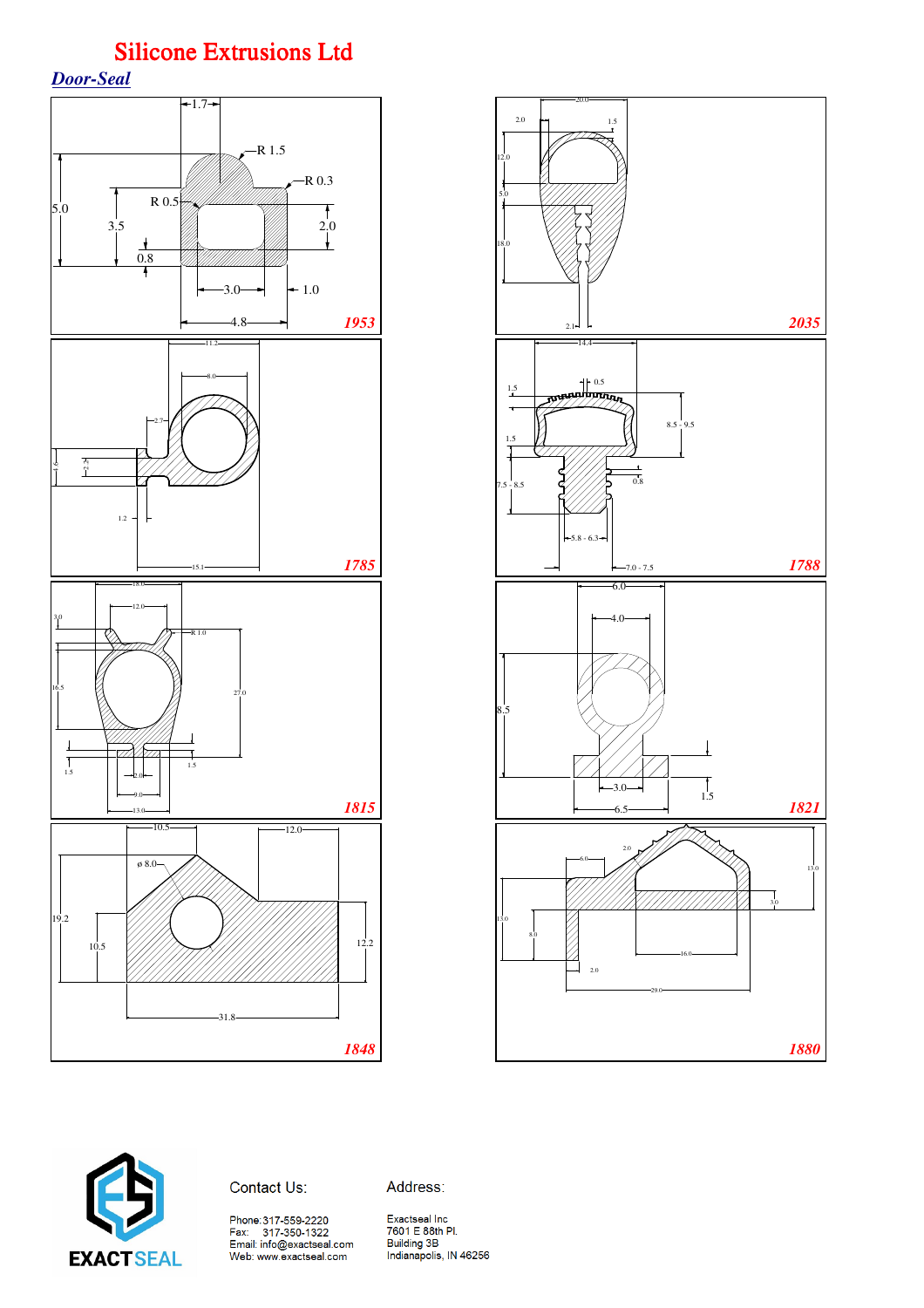# Silicone Extrusions Ltd

## *Door-Seal*

1.7
R 1.5
R 0.3
R 0.5
5.0
3.5
2.0
0.8
3.0
1.0
4.8
*1953*

20.0
2.0
1.5
12.0
5.0
18.0
2.1
*2035*

11.2
8.0
2.7
1.2
15.1
*1785*

14.4
0.5
1.5
8.5 - 9.5
1.5
7.5 - 8.5
0.8
5.8 - 6.3
7.0 - 7.5
*1788*

18.0
12.0
3.0
R 1.0
16.5
27.0
1.5
2.0
1.5
9.0
13.0
*1815*

6.0
4.0
8.5
3.0
1.5
6.5
*1821*

10.5
12.0
ø 8.0
19.2
10.5
12.2
31.8
*1848*

2.0
6.0
13.0
3.0
13.0
8.0
16.0
2.0
20.0
*1880*

EXACTSEAL

Contact Us:

Phone: 317-559-2220
Fax: 317-350-1322
Email: info@exactseal.com
Web: www.exactseal.com

Address:

Exactseal Inc
7601 E 88th Pl.
Building 3B
Indianapolis, IN 46256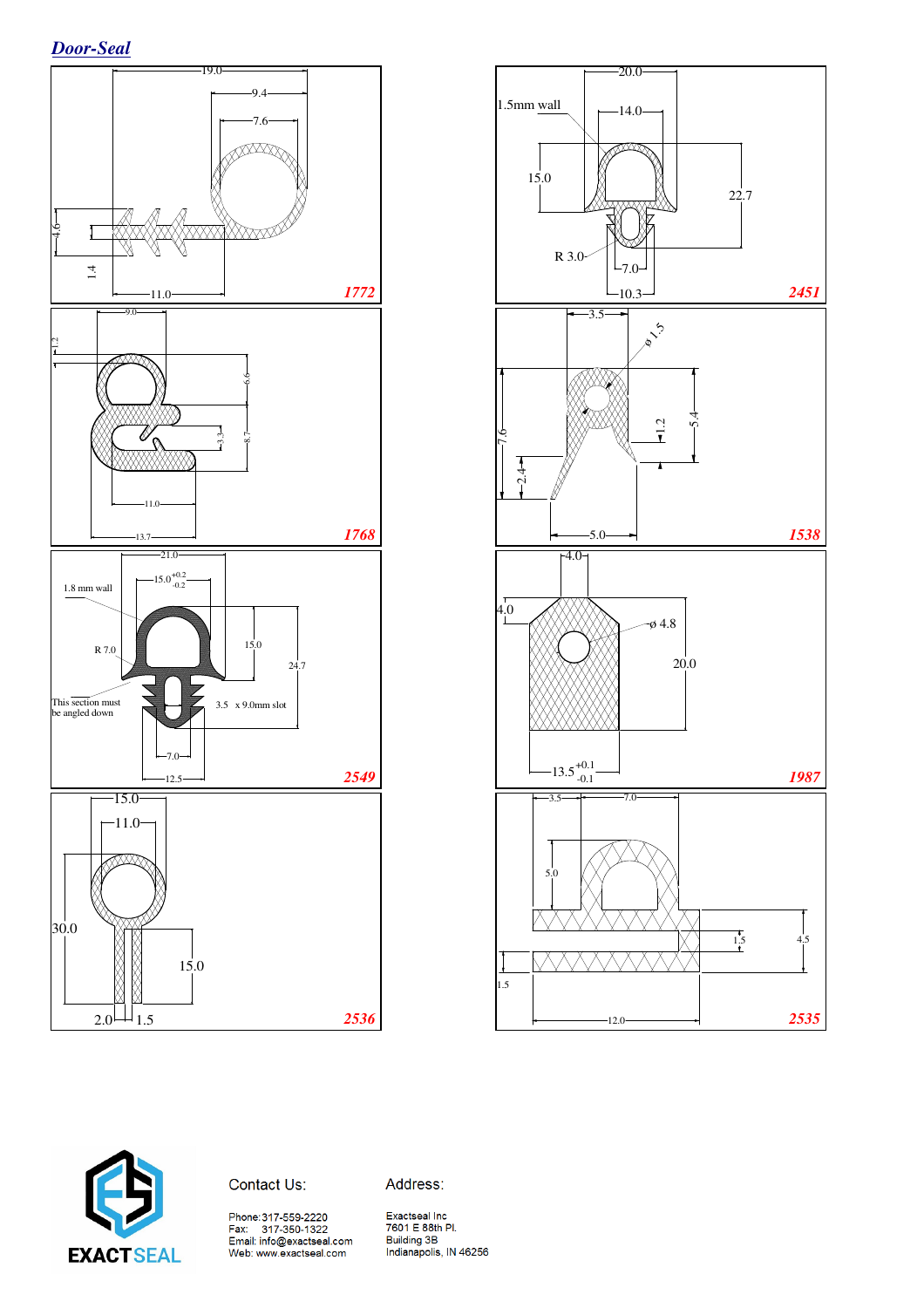## *Door-Seal*

19.0
9.4
7.6
4.6
1.4
11.0
*1772*

20.0
1.5mm wall
14.0
15.0
22.7
R 3.0
7.0
10.3
*2451*

9.0
1.2
6.6
3.3
8.7
11.0
13.7
*1768*

3.5
ø 1.5
7.6
1.2
5.4
2.4
5.0
*1538*

21.0
$15.0^{+0.2}_{-0.2}$
1.8 mm wall
R 7.0
15.0
24.7
This section must be angled down
3.5 x 9.0mm slot
7.0
12.5
*2549*

4.0
4.0
ø 4.8
20.0
$13.5^{+0.1}_{-0.1}$
*1987*

15.0
11.0
30.0
15.0
2.0
1.5
*2536*

3.5
7.0
5.0
1.5
4.5
1.5
12.0
*2535*

EXACTSEAL

Contact Us:

Phone: 317-559-2220
Fax: 317-350-1322
Email: info@exactseal.com
Web: www.exactseal.com

Address:

Exactseal Inc
7601 E 88th Pl.
Building 3B
Indianapolis, IN 46256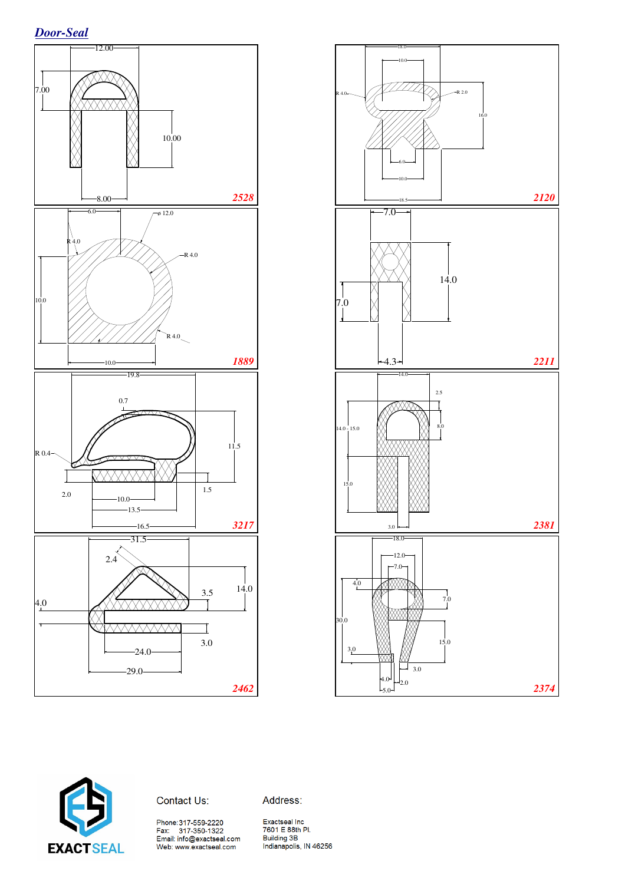# Door-Seal

12.00
7.00
10.00
8.00
2528

18.0
10.0
R 4.0
R 2.0
16.0
6.0
10.0
18.5
2120

6.0
ø 12.0
R 4.0
R 4.0
10.0
R 4.0
10.0
1889

7.0
14.0
7.0
4.3
2211

19.8
0.7
11.5
R 0.4
2.0
1.5
10.0
13.5
16.5
3217

14.0
2.5
14.0 – 15.0
8.0
15.0
3.0
2381

31.5
2.4
14.0
3.5
4.0
3.0
24.0
29.0
2462

18.0
12.0
7.0
4.0
7.0
30.0
15.0
3.0
3.0
4.0
2.0
5.0
2374

EXACTSEAL

Contact Us:

Phone: 317-559-2220
Fax: 317-350-1322
Email: info@exactseal.com
Web: www.exactseal.com

Address:

Exactseal Inc
7601 E 88th Pl.
Building 3B
Indianapolis, IN 46256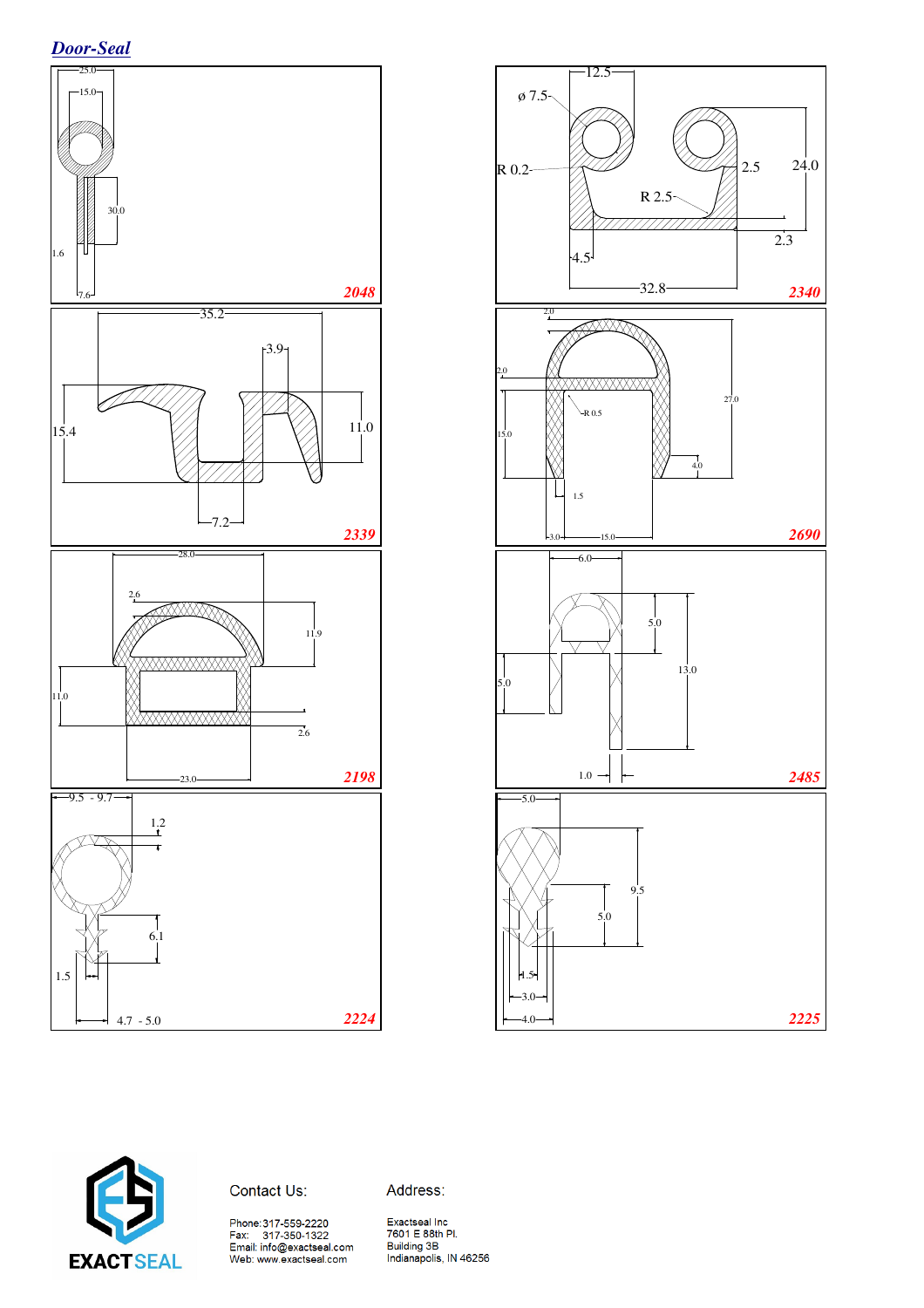# Door-Seal

25.0
15.0
30.0
1.6
7.6
**2048**

12.5
ø 7.5
R 0.2
R 2.5
2.5
24.0
2.3
4.5
32.8
**2340**

35.2
3.9
15.4
11.0
7.2
**2339**

2.0
2.0
R 0.5
27.0
15.0
4.0
1.5
3.0
15.0
**2690**

28.0
2.6
11.9
11.0
2.6
23.0
**2198**

6.0
5.0
5.0
13.0
1.0
**2485**

9.5 - 9.7
1.2
6.1
1.5
4.7 - 5.0
**2224**

5.0
9.5
5.0
1.5
3.0
4.0
**2225**

EXACTSEAL

Contact Us:

Phone: 317-559-2220
Fax: 317-350-1322
Email: info@exactseal.com
Web: www.exactseal.com

Address:

Exactseal Inc
7601 E 88th Pl.
Building 3B
Indianapolis, IN 46256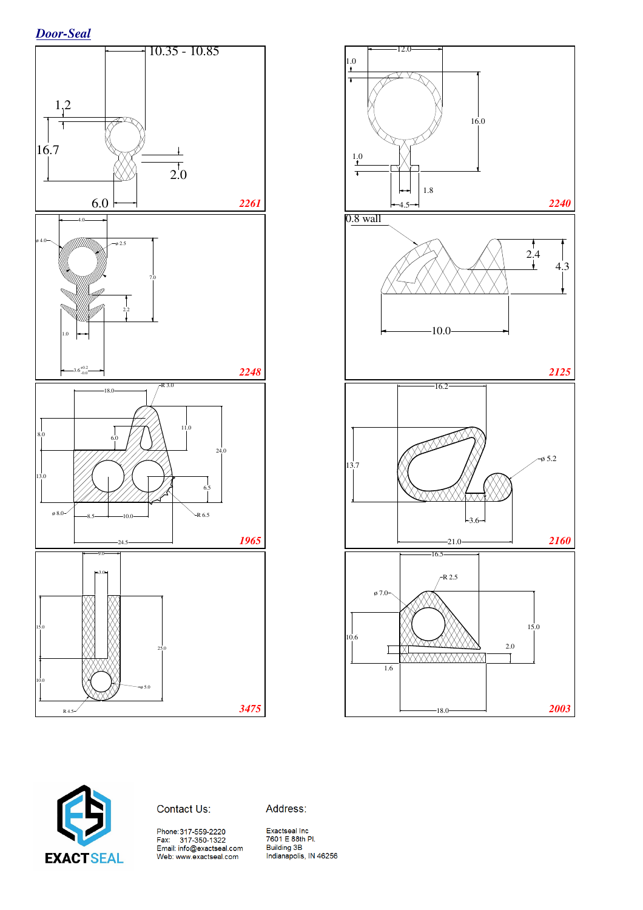## Door-Seal

10.35 - 10.85

1.2

16.7

2.0

6.0

**2261**

12.0

1.0

16.0

1.0

1.8

4.5

**2240**

4.0

ø 4.0

ø 2.5

7.0

2.2

1.0

$3.6^{+0.2}_{-0.0}$

**2248**

0.8 wall

2.4

4.3

10.0

**2125**

18.0

R 3.0

8.0

6.0

11.0

24.0

13.0

6.5

ø 8.0

8.5

10.0

R 6.5

24.5

**1965**

16.2

13.7

ø 5.2

3.6

21.0

**2160**

9.0

3.0

15.0

25.0

10.0

ø 5.0

R 4.5

**3475**

16.5

R 2.5

ø 7.0

15.0

10.6

2.0

1.6

18.0

**2003**

Contact Us:

Phone: 317-559-2220
Fax: 317-350-1322
Email: info@exactseal.com
Web: www.exactseal.com

Address:

Exactseal Inc
7601 E 88th Pl.
Building 3B
Indianapolis, IN 46256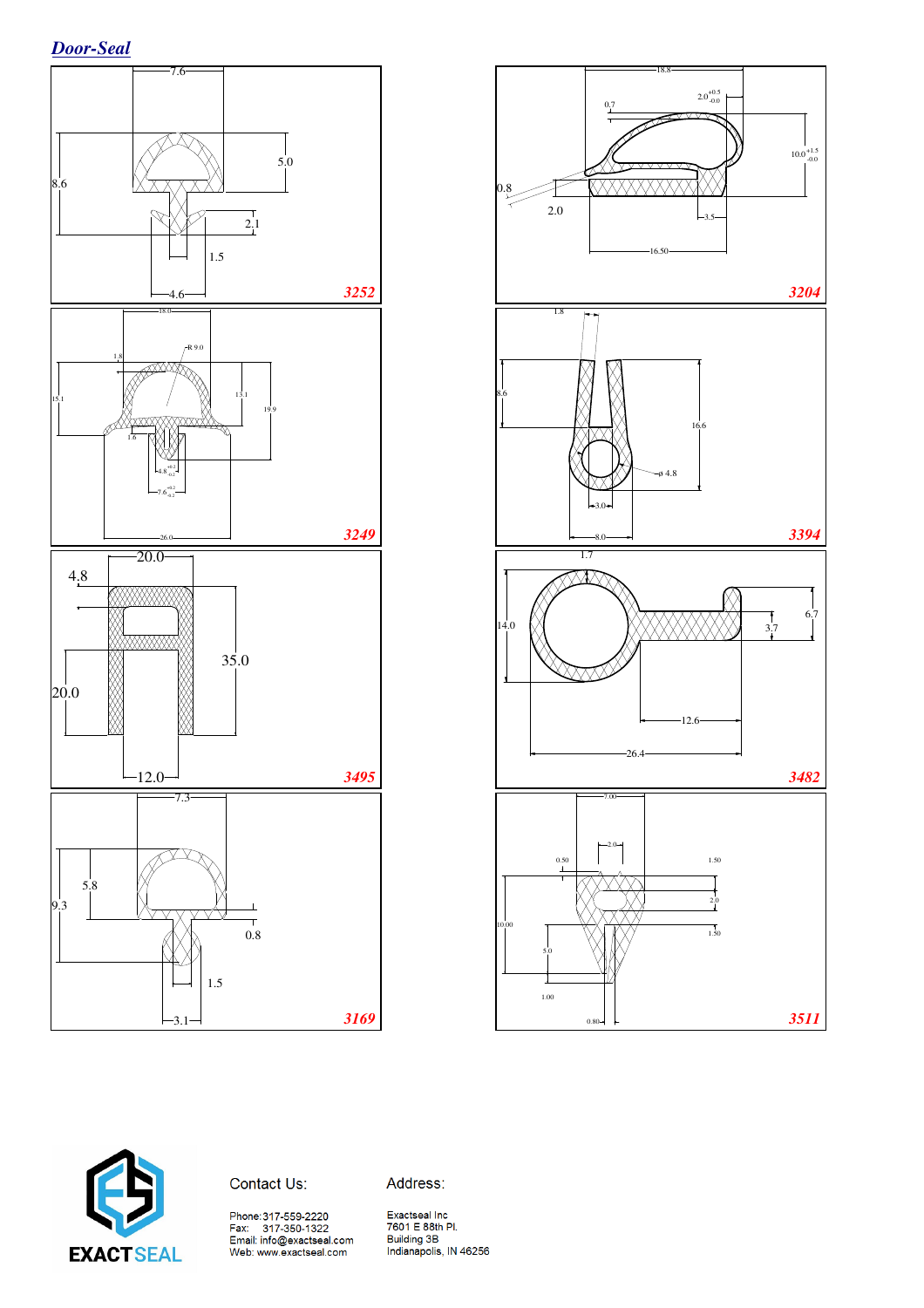# Door-Seal

7.6
5.0
8.6
2.1
1.5
4.6
**3252**

18.8
2.0 $^{+0.5}_{-0.0}$
0.7
10.0 $^{+1.5}_{-0.0}$
0.8
2.0
3.5
16.50
**3204**

18.0
R 9.0
1.8
15.1
13.1
19.9
1.6
4.8 $^{+0.2}_{-0.2}$
7.6 $^{+0.2}_{-0.2}$
26.0
**3249**

1.8
8.6
16.6
ø 4.8
3.0
8.0
**3394**

20.0
4.8
35.0
20.0
12.0
**3495**

1.7
14.0
6.7
3.7
12.6
26.4
**3482**

7.3
5.8
9.3
0.8
1.5
3.1
**3169**

7.00
2.0
0.50
1.50
2.0
10.00
1.50
5.0
1.00
0.80
**3511**

EXACTSEAL

Contact Us:

Phone: 317-559-2220
Fax: 317-350-1322
Email: info@exactseal.com
Web: www.exactseal.com

Address:

Exactseal Inc
7601 E 88th Pl.
Building 3B
Indianapolis, IN 46256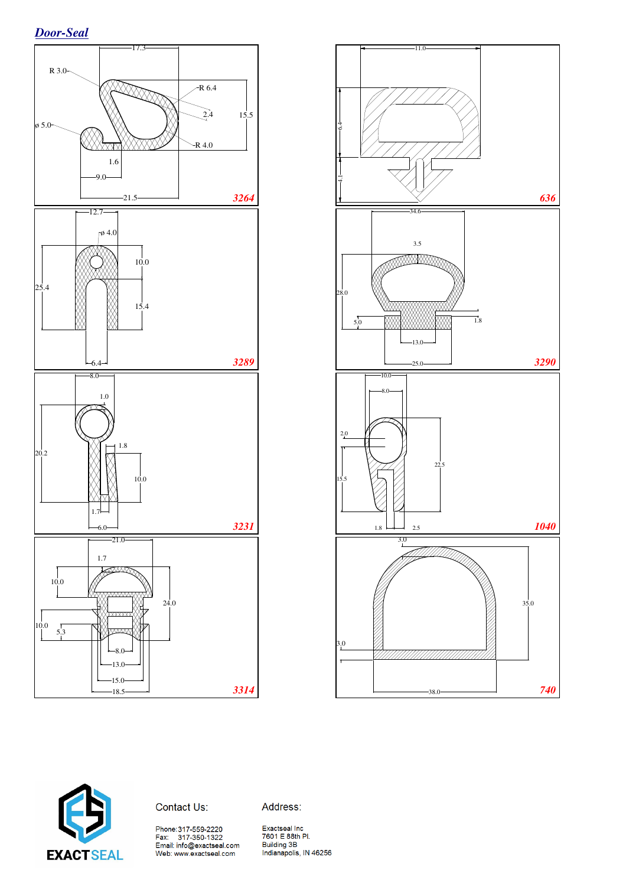# Door-Seal

**3264**

R 3.0, R 6.4, 2.4, 15.5, ø 5.0, R 4.0, 1.6, 9.0, 17.3, 21.5

**636**

11.0, 6.4, 4.1

**3289**

12.7, ø 4.0, 10.0, 25.4, 15.4, 6.4

**3290**

34.6, 3.5, 28.0, 5.0, 1.8, 13.0, 25.0

**3231**

8.0, 1.0, 1.8, 20.2, 10.0, 1.7, 6.0

**1040**

10.0, 8.0, 2.0, 22.5, 15.5, 1.8, 2.5

**3314**

21.0, 1.7, 10.0, 24.0, 10.0, 5.3, 8.0, 13.0, 15.0, 18.5

**740**

3.0, 35.0, 3.0, 38.0

EXACTSEAL

Contact Us:

Phone: 317-559-2220
Fax: 317-350-1322
Email: info@exactseal.com
Web: www.exactseal.com

Address:

Exactseal Inc
7601 E 88th Pl.
Building 3B
Indianapolis, IN 46256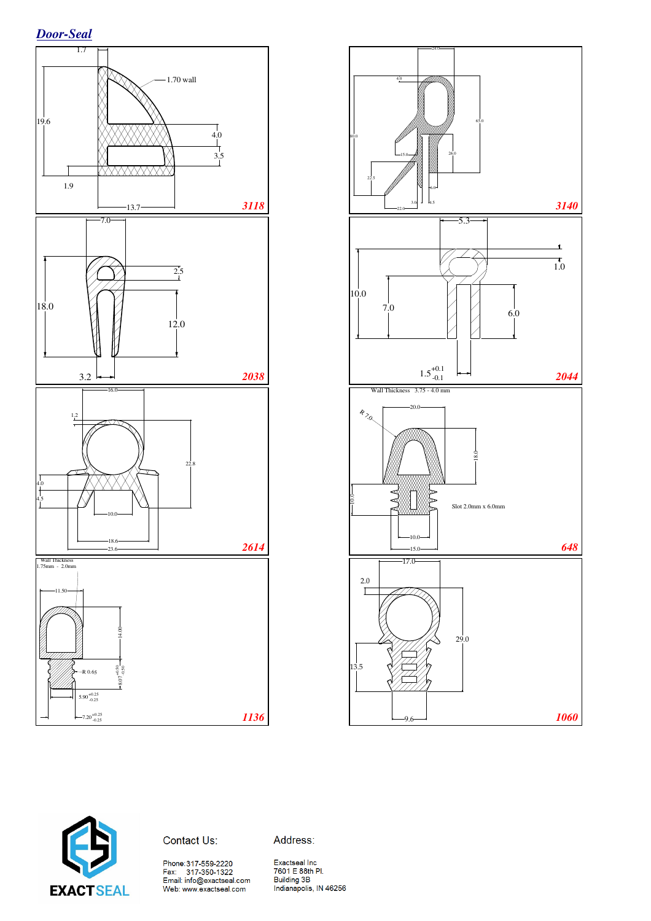# Door-Seal

**3118**

1.7

1.70 wall

19.6

4.0

3.5

1.9

13.7

**3140**

24.0

4.0

65.0

80.0

15.0

26.0

22.5

6.0

3.0

4.5

22.0

**2038**

7.0

2.5

18.0

12.0

3.2

**2044**

5.3

1.0

10.0

7.0

6.0

$1.5^{+0.1}_{-0.1}$

**2614**

16.0

1.2

22.8

4.0

4.5

10.0

18.6

23.6

**648**

Wall Thickness 3.75 - 4.0 mm

R 7.0

20.0

18.0

10.0

Slot 2.0mm x 6.0mm

10.0

15.0

**1136**

Wall Thickness 1.75mm - 2.0mm

11.50

14.00

R 0.65

$8.07^{+0.50}_{-0.50}$

$5.90^{+0.25}_{-0.25}$

$7.20^{+0.25}_{-0.25}$

**1060**

17.0

2.0

29.0

13.5

9.6

EXACTSEAL

Contact Us:

Phone: 317-559-2220
Fax: 317-350-1322
Email: info@exactseal.com
Web: www.exactseal.com

Address:

Exactseal Inc
7601 E 88th Pl.
Building 3B
Indianapolis, IN 46256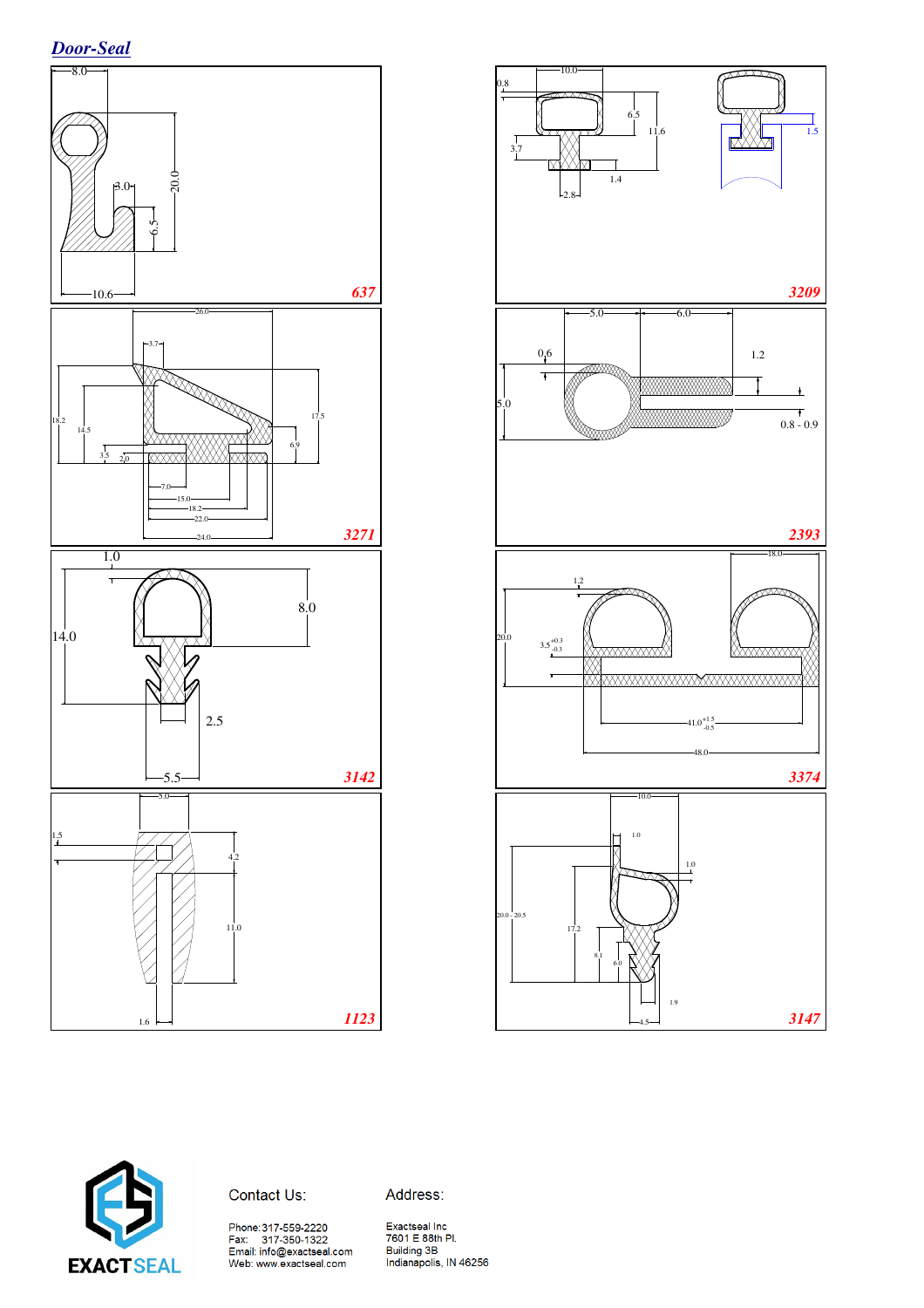## Door-Seal

8.0

3.0

20.0

6.5

10.6

637

10.0

0.8

6.5

11.6

3.7

1.4

2.8

1.5

3209

26.0

3.7

18.2

14.5

17.5

6.9

3.5

2.0

7.0

15.0

18.2

22.0

24.0

3271

5.0

6.0

0.6

1.2

5.0

0.8 - 0.9

2393

1.0

8.0

14.0

2.5

5.5

3142

18.0

1.2

20.0

$3.5^{+0.3}_{-0.3}$

$41.0^{+1.5}_{-0.5}$

48.0

3374

5.0

1.5

4.2

11.0

1.6

1123

10.0

1.0

1.0

20.0 - 20.5

17.2

8.1

6.0

1.9

4.5

3147

EXACTSEAL

Contact Us:

Phone: 317-559-2220
Fax: 317-350-1322
Email: info@exactseal.com
Web: www.exactseal.com

Address:

Exactseal Inc
7601 E 88th Pl.
Building 3B
Indianapolis, IN 46256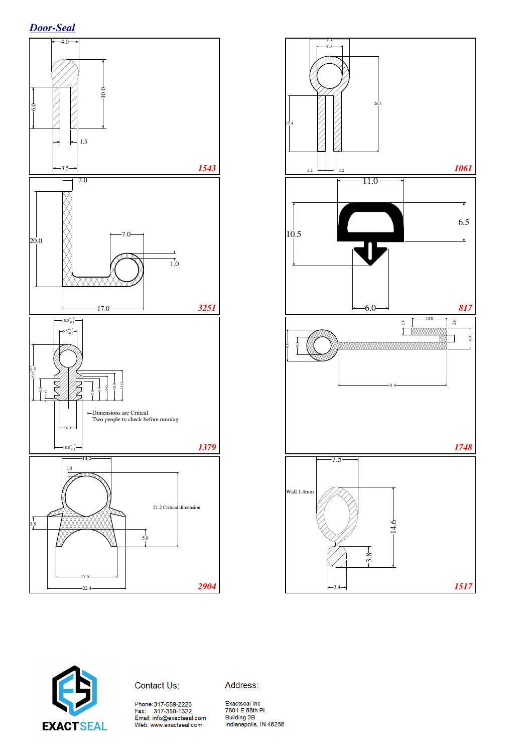## Door-Seal

**1543**

4.0, 10.0, 6.0, 1.5, 3.5

**1061**

11.0, 7.0, 26.3, 15.4, 2.2, 2.2

**3251**

2.0, 20.0, 7.0, 1.0, 17.0

**817**

11.0, 10.5, 6.5, 6.0

**1379**

$10.5^{+0.5}_{-0.1}$, $6.5^{+0.5}_{-0.1}$, $20.5^{+0.5}_{-0.1}$, 8.0, 4.0, 7.0, 8.0, 9.0, 10.0, 11.0, 6.0, $10.0^{+0.5}_{-0.1}$

Dimensions are Critical
Two people to check before running

**1748**

2.0, 10.0, 2.0, 9.0, 5.0, 6.0, 31.0

**2904**

14.2, 1.0, 21.2 Critical dimension, 3.5, 5.0, 17.5, 22.4

**1517**

7.5, Wall 1.4mm, 14.6, 3.8, 3.4

EXACTSEAL

Contact Us:

Phone: 317-559-2220
Fax: 317-350-1322
Email: info@exactseal.com
Web: www.exactseal.com

Address:

Exactseal Inc
7601 E 88th Pl.
Building 3B
Indianapolis, IN 46256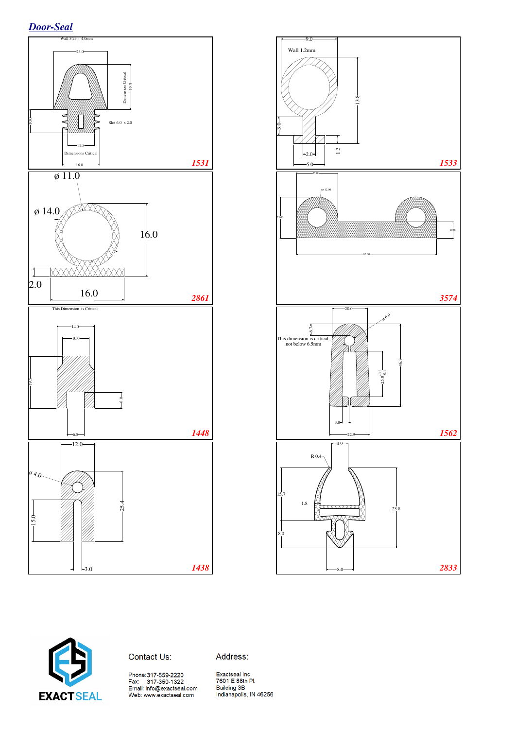## *Door-Seal*

Wall 3.75 - 4.0mm

23.0

Dimension Critical

19.5

10.0

Slot 6.0 x 2.0

11.5

Dimensions Critical

16.0

***1531***

9.0

Wall 1.2mm

13.8

3.0

2.0

1.3

5.0

***1533***

ø 11.0

ø 14.0

16.0

2.0

16.0

***2861***

25.00

ø 12.00

25.00

10.00

65.00

***3574***

This Dimension is Critical

14.0

10.0

19.5

6.0

6.5

***1448***

20.0

ø 6.0

6.7

This dimension is critical not below 6.5mm

$25.8^{+0.3}_{-0.1}$

46.7

3.8

22.9

***1562***

12.0

ø 4.0

25.4

15.0

3.0

***1438***

4.9

R 0.4

15.7

1.8

23.8

8.0

8.0

***2833***

EXACTSEAL

Contact Us:

Phone: 317-559-2220
Fax: 317-350-1322
Email: info@exactseal.com
Web: www.exactseal.com

Address:

Exactseal Inc
7601 E 88th Pl.
Building 3B
Indianapolis, IN 46256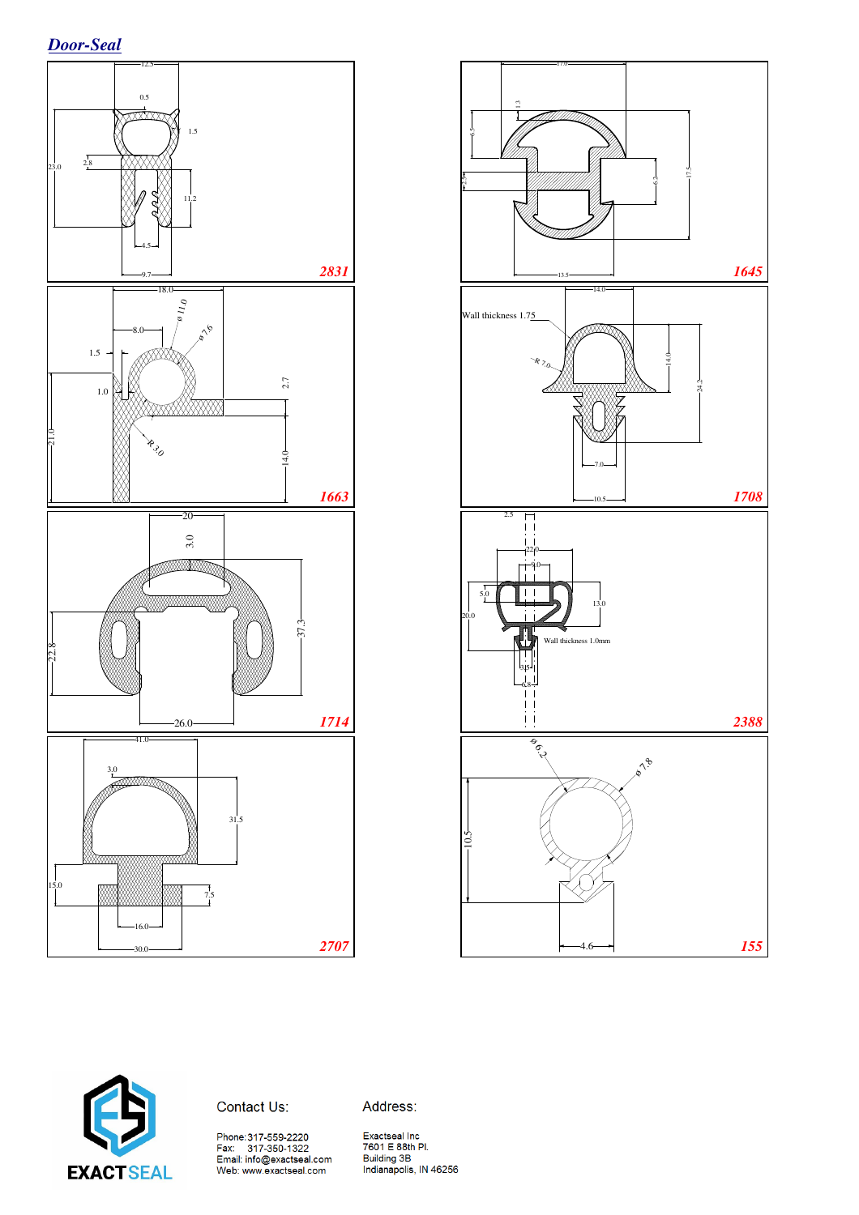## *Door-Seal*

12.5
0.5
1.5
23.0
2.8
11.2
4.5
9.7
**2831**

17.0
1.3
6.5
17.5
2.5
6.3
13.5
**1645**

18.0
ø 11.0
8.0
ø 7.6
1.5
1.0
2.7
21.0
R 3.0
14.0
**1663**

14.0
Wall thickness 1.75
R 7.0
14.0
24.2
7.0
10.5
**1708**

20
3.0
37.3
22.8
26.0
**1714**

2.5
22.0
9.0
5.0
13.0
20.0
Wall thickness 1.0mm
3.5
6.8
**2388**

31.0
3.0
31.5
15.0
7.5
16.0
30.0
**2707**

ø 6.2
ø 7.8
10.5
4.6
**155**

EXACTSEAL

Contact Us:

Phone: 317-559-2220
Fax: 317-350-1322
Email: info@exactseal.com
Web: www.exactseal.com

Address:

Exactseal Inc
7601 E 88th Pl.
Building 3B
Indianapolis, IN 46256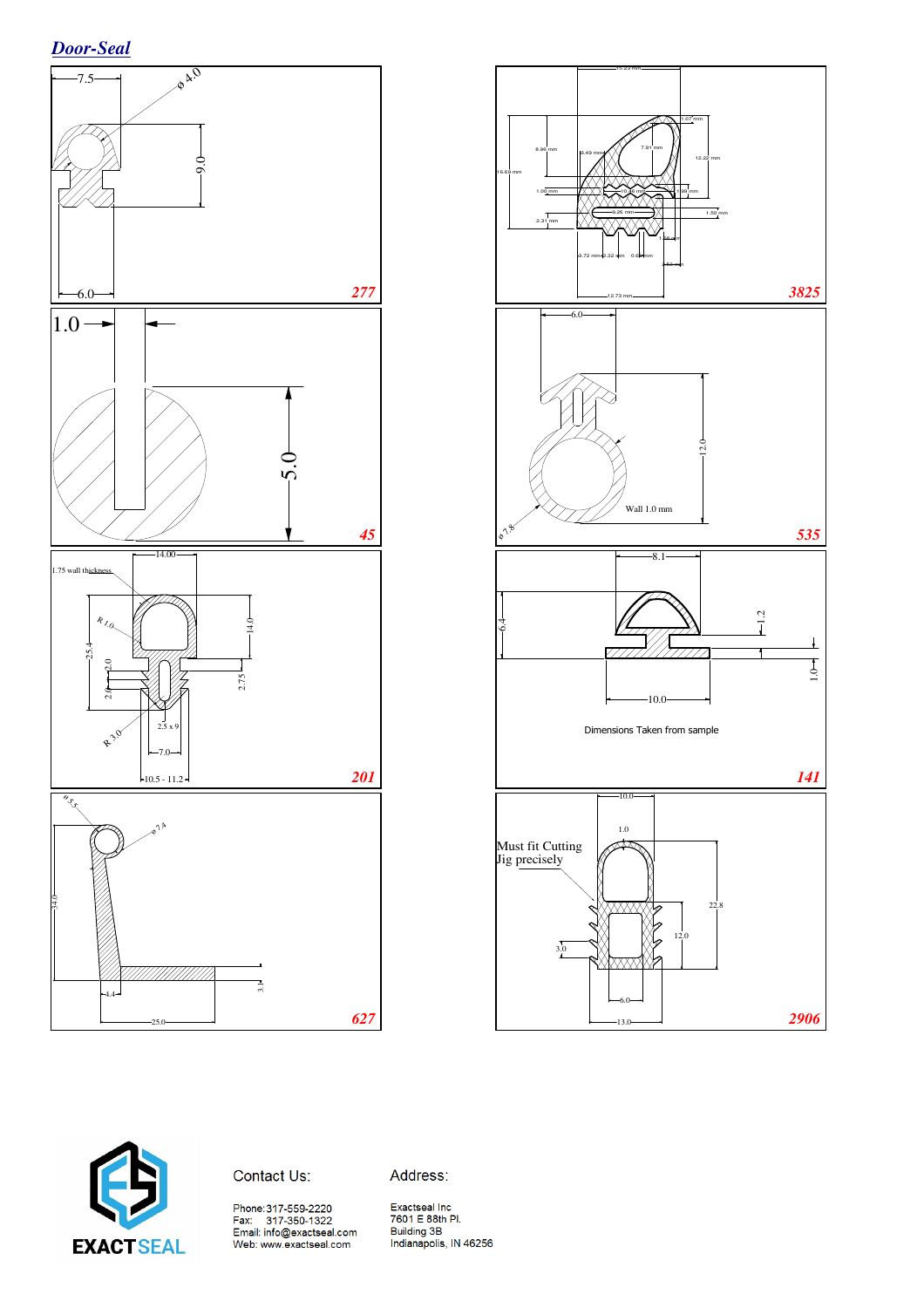## Door-Seal

7.5
ø 4.0
9.0
6.0
277

1.0
5.0
45

1.75 wall thickness
14.00
R 1.0
25.4
14.0
2.0
2.0
2.75
2.5 x 9
R 3.0
7.0
10.5 - 11.2
201

ø 5.5
ø 7.4
34.0
4.4
25.0
3.1
627

15.23 mm
1.07 mm
8.96 mm
7.91 mm
8.49 mm
12.22 mm
16.69 mm
1.00 mm
10.46 mm
1.99 mm
8.26 mm
1.50 mm
2.31 mm
1.58 mm
2.72 mm
2.32 mm
0.65 mm
3.52 mm
12.73 mm
3825

6.0
12.0
Wall 1.0 mm
ø 7.8
535

8.1
6.4
1.2
1.0
10.0
Dimensions Taken from sample
141

10.0
1.0
Must fit Cutting Jig precisely
22.8
12.0
3.0
6.0
13.0
2906

EXACTSEAL

Contact Us:

Phone: 317-559-2220
Fax: 317-350-1322
Email: info@exactseal.com
Web: www.exactseal.com

Address:

Exactseal Inc
7601 E 88th Pl.
Building 3B
Indianapolis, IN 46256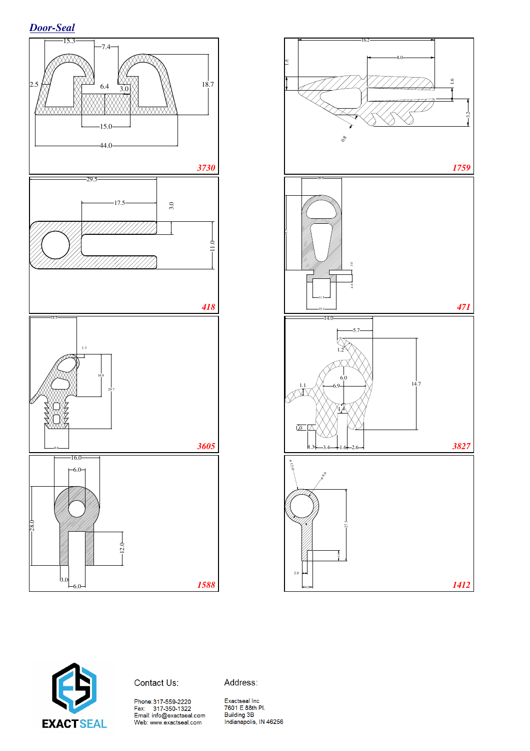# Door-Seal

15.3 7.4 2.5 6.4 3.0 18.7 15.0 44.0

**3730**

16.2 1.6 8.0 1.6 3.2 0.8

**1759**

29.5 17.5 3.0 11.0

**418**

26.0 18.5 3.0 4.8 11.5 19.1

**471**

18.5 1.3 16.8 29.7 9.6

**3605**

14.0 5.7 1.2 14.7 6.0 6.9 1.1 1.4 1.0 1.3 3.4 1.6 2.6

**3827**

16.0 6.0 28.0 12.0 3.0 6.0

**1588**

ø 13.0 ø 9.0 27.3 6.0 2.0 4.0

**1412**

EXACTSEAL

Contact Us:

Phone: 317-559-2220
Fax: 317-350-1322
Email: info@exactseal.com
Web: www.exactseal.com

Address:

Exactseal Inc
7601 E 88th Pl.
Building 3B
Indianapolis, IN 46256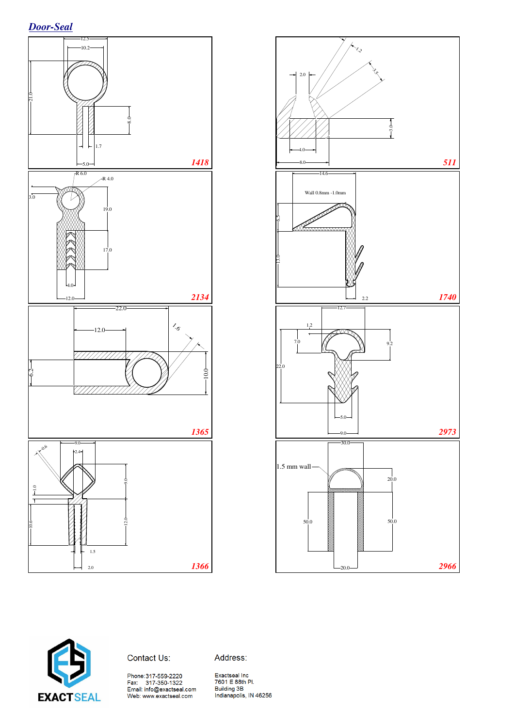## *Door-Seal*

12.5
10.2
21.0
8.0
1.7
5.0
**1418**

2.0
1.2
3.5
3.0
4.0
8.0
**511**

R 6.0
R 4.0
3.0
19.0
17.0
4.0
12.0
**2134**

14.6
Wall 0.8mm -1.0mm
6.5
13.0
2.2
**1740**

22.0
12.0
1.6
6.2
10.0
**1365**

12.7
1.2
7.0
9.2
22.0
5.0
9.0
**2973**

9.0
0.6
2.4
1.0
9.0
10.6
12.0
1.5
2.0
**1366**

30.0
1.5 mm wall
20.0
50.0
50.0
20.0
**2966**

EXACTSEAL

Contact Us:

Phone: 317-559-2220
Fax: 317-350-1322
Email: info@exactseal.com
Web: www.exactseal.com

Address:

Exactseal Inc
7601 E 88th Pl.
Building 3B
Indianapolis, IN 46256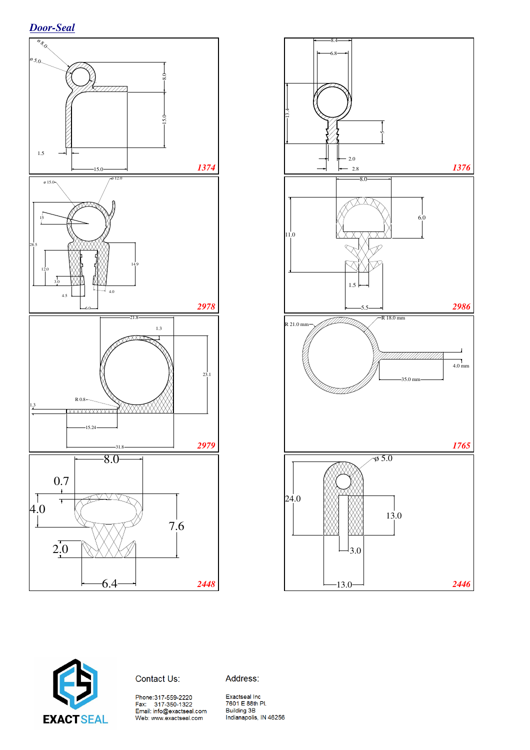## *Door-Seal*

ø 8.0
ø 5.0
8.0
15.0
1.5
15.0
**1374**

8.4
6.8
13.4
5
2.0
2.8
**1376**

ø 15.0
ø 12.0
15
28.5
12.0
3.0
4.5
6.0
14.9
4.0
**2978**

8.0
6.0
11.0
1.5
5.5
**2986**

21.8
1.3
23.1
R 0.8
1.3
15.24
31.8
**2979**

R 21.0 mm
R 18.0 mm
4.0 mm
35.0 mm
**1765**

8.0
0.7
4.0
7.6
2.0
6.4
**2448**

ø 5.0
24.0
13.0
3.0
13.0
**2446**

EXACT SEAL

Contact Us:

Phone:317-559-2220
Fax: 317-350-1322
Email: info@exactseal.com
Web: www.exactseal.com

Address:

Exactseal Inc
7601 E 88th Pl.
Building 3B
Indianapolis, IN 46256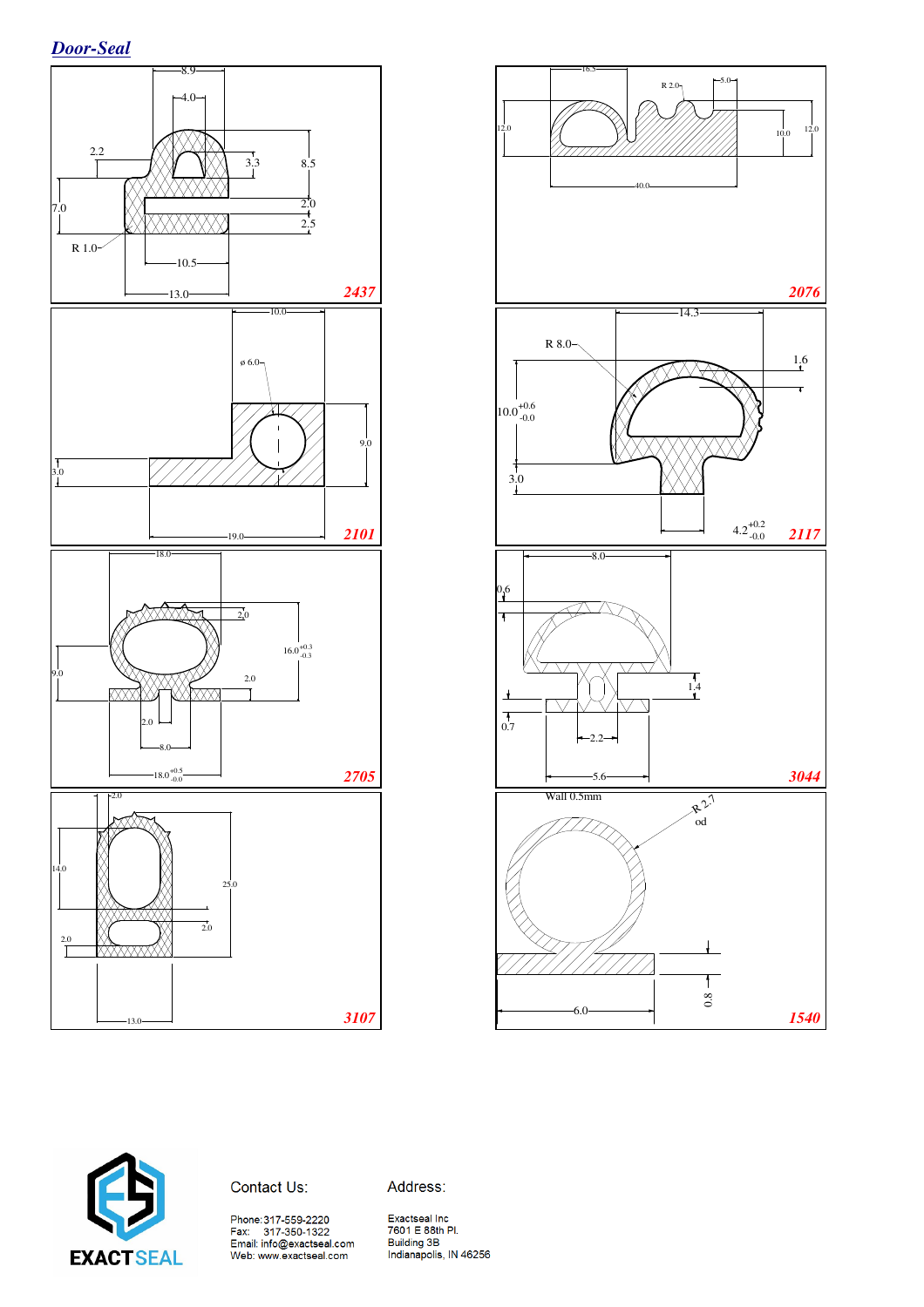## Door-Seal

8.9

4.0

2.2

3.3

8.5

7.0

2.0

2.5

R 1.0

10.5

13.0

**2437**

16.5

R 2.0

5.0

12.0

10.0

12.0

40.0

**2076**

10.0

ø 6.0

9.0

3.0

19.0

**2101**

14.3

R 8.0

1.6

$10.0^{+0.6}_{-0.0}$

3.0

$4.2^{+0.2}_{-0.0}$

**2117**

18.0

2.0

$16.0^{+0.3}_{-0.3}$

9.0

2.0

2.0

8.0

$18.0^{+0.5}_{-0.0}$

**2705**

8.0

0.6

1.4

0.7

2.2

5.6

**3044**

2.0

14.0

25.0

2.0

2.0

13.0

**3107**

Wall 0.5mm

R 2.7 od

0.8

6.0

**1540**

EXACTSEAL

Contact Us:

Phone: 317-559-2220
Fax: 317-350-1322
Email: info@exactseal.com
Web: www.exactseal.com

Address:

Exactseal Inc
7601 E 88th Pl.
Building 3B
Indianapolis, IN 46256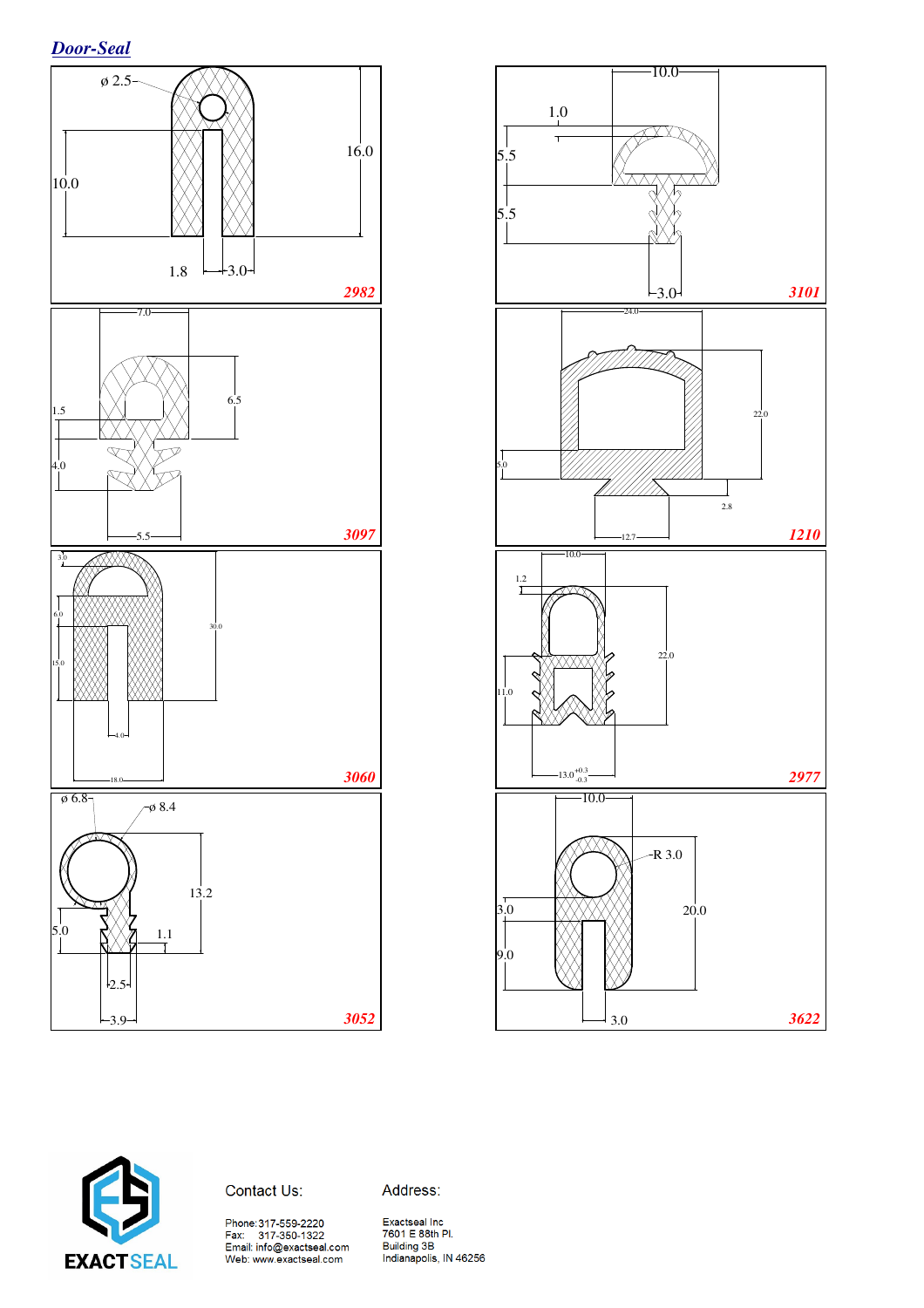## Door-Seal

ø 2.5

16.0

10.0

1.8 3.0

**2982**

10.0

1.0

5.5

5.5

3.0

**3101**

7.0

6.5

1.5

4.0

5.5

**3097**

24.0

22.0

5.0

2.8

12.7

**1210**

3.0

6.0

30.0

15.0

4.0

18.0

**3060**

10.0

1.2

22.0

11.0

$13.0^{+0.3}_{-0.3}$

**2977**

ø 6.8

ø 8.4

13.2

5.0

1.1

2.5

3.9

**3052**

10.0

R 3.0

3.0

20.0

9.0

3.0

**3622**

EXACTSEAL

Contact Us:

Phone: 317-559-2220
Fax: 317-350-1322
Email: info@exactseal.com
Web: www.exactseal.com

Address:

Exactseal Inc
7601 E 88th Pl.
Building 3B
Indianapolis, IN 46256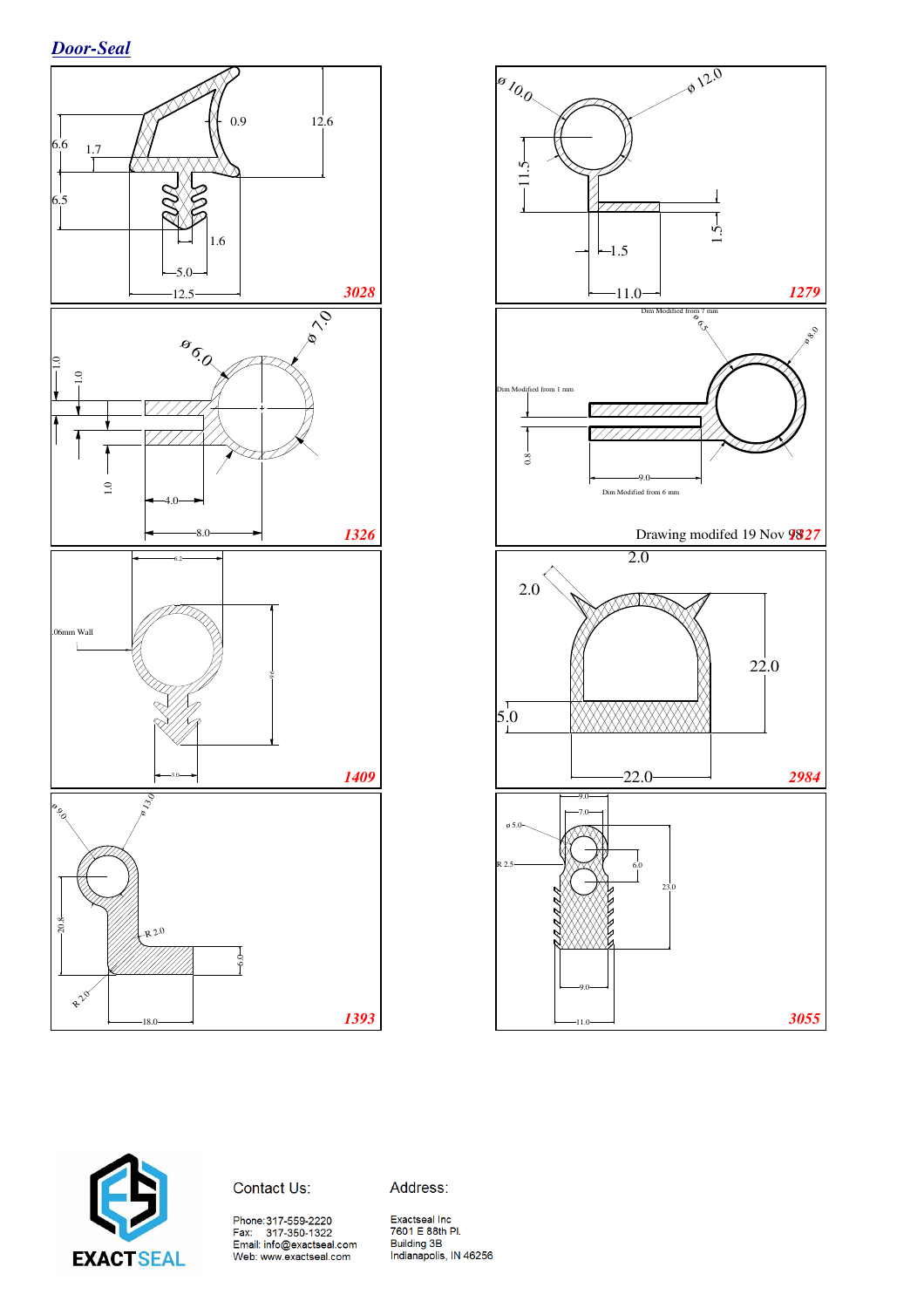## *Door-Seal*

6.6
1.7
0.9
12.6
6.5
1.6
5.0
12.5
3028

ø 10.0
ø 12.0
11.5
1.5
1.5
11.0
1279

ø 6.0
ø 7.0
1.0
1.0
1.0
4.0
8.0
1326

Dim Modified from 7 mm
ø 6.5
ø 8.0
Dim Modified from 1 mm
0.8
9.0
Dim Modified from 6 mm
Drawing modifed 19 Nov 98
1827

6.2
.06mm Wall
9.6
3.0
1409

2.0
2.0
22.0
5.0
22.0
2984

ø 9.0
ø 13.0
20.8
R 2.0
6.0
R 2.0
18.0
1393

9.0
7.0
ø 5.0
R 2.5
6.0
23.0
9.0
11.0
3055

EXACTSEAL

Contact Us:

Phone: 317-559-2220
Fax: 317-350-1322
Email: info@exactseal.com
Web: www.exactseal.com

Address:

Exactseal Inc
7601 E 88th Pl.
Building 3B
Indianapolis, IN 46256